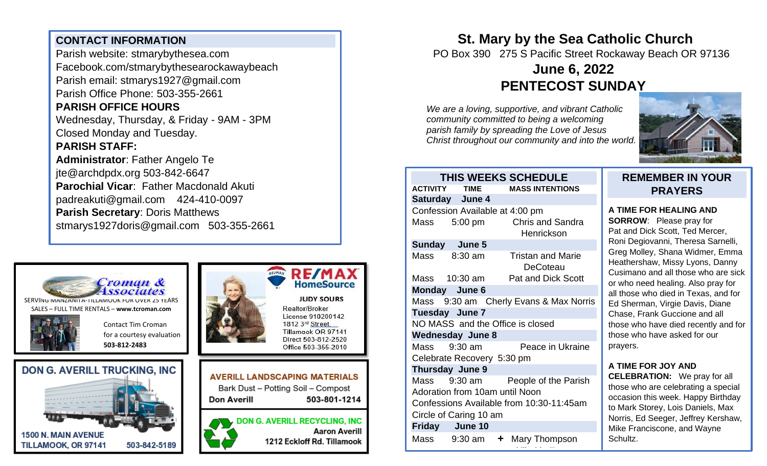# St. Mary by the Sea Catholic Church

PO Box 390   275 S Pacific Street Rockaway Beach OR 97136

## June 6, 2022

## PENTECOST SUNDAY

*We are a loving, supportive, and vibrant Catholic community committed to being a welcoming parish family by spreading the Love of Jesus Christ throughout our community and into the world.*

### CONTACT INFORMATION

Parish website: stmarybythesea.com
Facebook.com/stmarybythesearockawaybeach
Parish email: stmarys1927@gmail.com
Parish Office Phone: 503-355-2661

**PARISH OFFICE HOURS**
Wednesday, Thursday, & Friday - 9AM - 3PM
Closed Monday and Tuesday.

**PARISH STAFF:**
**Administrator**: Father Angelo Te
jte@archdpdx.org 503-842-6647
**Parochial Vicar**: Father Macdonald Akuti
padreakuti@gmail.com 424-410-0097
**Parish Secretary**: Doris Matthews
stmarys1927doris@gmail.com 503-355-2661

Croman & Associates
SERVING MANZANITA-TILLAMOOK FOR OVER 25 YEARS
SALES – FULL TIME RENTALS – **www.tcroman.com**
Contact Tim Croman for a courtesy evaluation
**503-812-2483**

RE/MAX HomeSource
**JUDY SOURS**
Realtor/Broker
License 910200142
1812 3rd Street
Tillamook OR 97141
Direct 503-812-2520
Office 503-355-2010

**DON G. AVERILL TRUCKING, INC**
1500 N. MAIN AVENUE
TILLAMOOK, OR 97141   503-842-5189

**AVERILL LANDSCAPING MATERIALS**
Bark Dust – Potting Soil – Compost
Don Averill   503-801-1214

**DON G. AVERILL RECYCLING, INC**
Aaron Averill
1212 Eckloff Rd. Tillamook

### THIS WEEKS SCHEDULE

| ACTIVITY | TIME | MASS INTENTIONS |
|---|---|---|
| **Saturday June 4** | | |
| Confession Available at 4:00 pm | | |
| Mass | 5:00 pm | Chris and Sandra Henrickson |
| **Sunday June 5** | | |
| Mass | 8:30 am | Tristan and Marie DeCoteau |
| Mass | 10:30 am | Pat and Dick Scott |
| **Monday June 6** | | |
| Mass | 9:30 am | Cherly Evans & Max Norris |
| **Tuesday June 7** | | |
| NO MASS and the Office is closed | | |
| **Wednesday June 8** | | |
| Mass | 9:30 am | Peace in Ukraine |
| Celebrate Recovery 5:30 pm | | |
| **Thursday June 9** | | |
| Mass | 9:30 am | People of the Parish |
| Adoration from 10am until Noon | | |
| Confessions Available from 10:30-11:45am | | |
| Circle of Caring 10 am | | |
| **Friday June 10** | | |
| Mass | 9:30 am | + Mary Thompson |

### REMEMBER IN YOUR PRAYERS

**A TIME FOR HEALING AND SORROW**: Please pray for Pat and Dick Scott, Ted Mercer, Roni Degiovanni, Theresa Sarnelli, Greg Molley, Shana Widmer, Emma Heathershaw, Missy Lyons, Danny Cusimano and all those who are sick or who need healing. Also pray for all those who died in Texas, and for Ed Sherman, Virgie Davis, Diane Chase, Frank Guccione and all those who have died recently and for those who have asked for our prayers.

**A TIME FOR JOY AND CELEBRATION:** We pray for all those who are celebrating a special occasion this week. Happy Birthday to Mark Storey, Lois Daniels, Max Norris, Ed Seeger, Jeffrey Kershaw, Mike Franciscone, and Wayne Schultz.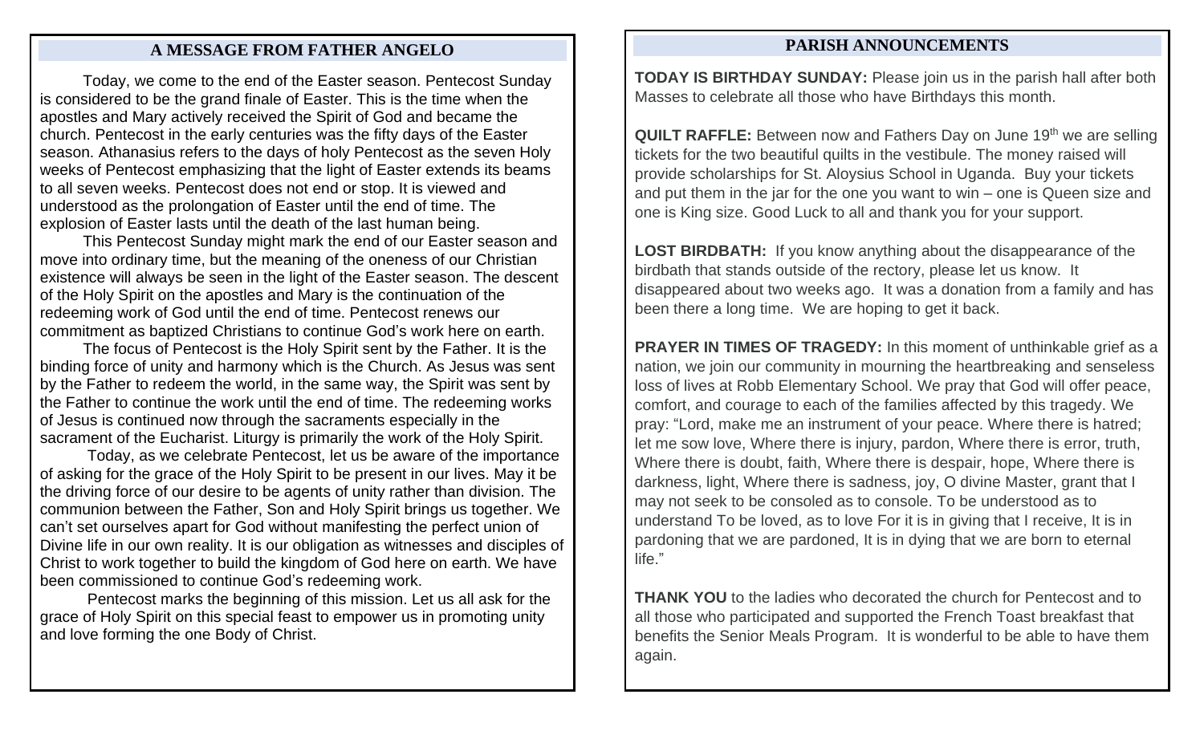## A MESSAGE FROM FATHER ANGELO

Today, we come to the end of the Easter season. Pentecost Sunday is considered to be the grand finale of Easter. This is the time when the apostles and Mary actively received the Spirit of God and became the church. Pentecost in the early centuries was the fifty days of the Easter season. Athanasius refers to the days of holy Pentecost as the seven Holy weeks of Pentecost emphasizing that the light of Easter extends its beams to all seven weeks. Pentecost does not end or stop. It is viewed and understood as the prolongation of Easter until the end of time. The explosion of Easter lasts until the death of the last human being.

This Pentecost Sunday might mark the end of our Easter season and move into ordinary time, but the meaning of the oneness of our Christian existence will always be seen in the light of the Easter season. The descent of the Holy Spirit on the apostles and Mary is the continuation of the redeeming work of God until the end of time. Pentecost renews our commitment as baptized Christians to continue God's work here on earth.

The focus of Pentecost is the Holy Spirit sent by the Father. It is the binding force of unity and harmony which is the Church. As Jesus was sent by the Father to redeem the world, in the same way, the Spirit was sent by the Father to continue the work until the end of time. The redeeming works of Jesus is continued now through the sacraments especially in the sacrament of the Eucharist. Liturgy is primarily the work of the Holy Spirit.

Today, as we celebrate Pentecost, let us be aware of the importance of asking for the grace of the Holy Spirit to be present in our lives. May it be the driving force of our desire to be agents of unity rather than division. The communion between the Father, Son and Holy Spirit brings us together. We can't set ourselves apart for God without manifesting the perfect union of Divine life in our own reality. It is our obligation as witnesses and disciples of Christ to work together to build the kingdom of God here on earth. We have been commissioned to continue God's redeeming work.

Pentecost marks the beginning of this mission. Let us all ask for the grace of Holy Spirit on this special feast to empower us in promoting unity and love forming the one Body of Christ.

## PARISH ANNOUNCEMENTS

**TODAY IS BIRTHDAY SUNDAY:** Please join us in the parish hall after both Masses to celebrate all those who have Birthdays this month.

**QUILT RAFFLE:** Between now and Fathers Day on June 19th we are selling tickets for the two beautiful quilts in the vestibule. The money raised will provide scholarships for St. Aloysius School in Uganda. Buy your tickets and put them in the jar for the one you want to win – one is Queen size and one is King size. Good Luck to all and thank you for your support.

**LOST BIRDBATH:** If you know anything about the disappearance of the birdbath that stands outside of the rectory, please let us know. It disappeared about two weeks ago. It was a donation from a family and has been there a long time. We are hoping to get it back.

**PRAYER IN TIMES OF TRAGEDY:** In this moment of unthinkable grief as a nation, we join our community in mourning the heartbreaking and senseless loss of lives at Robb Elementary School. We pray that God will offer peace, comfort, and courage to each of the families affected by this tragedy. We pray: "Lord, make me an instrument of your peace. Where there is hatred; let me sow love, Where there is injury, pardon, Where there is error, truth, Where there is doubt, faith, Where there is despair, hope, Where there is darkness, light, Where there is sadness, joy, O divine Master, grant that I may not seek to be consoled as to console. To be understood as to understand To be loved, as to love For it is in giving that I receive, It is in pardoning that we are pardoned, It is in dying that we are born to eternal life."

**THANK YOU** to the ladies who decorated the church for Pentecost and to all those who participated and supported the French Toast breakfast that benefits the Senior Meals Program. It is wonderful to be able to have them again.